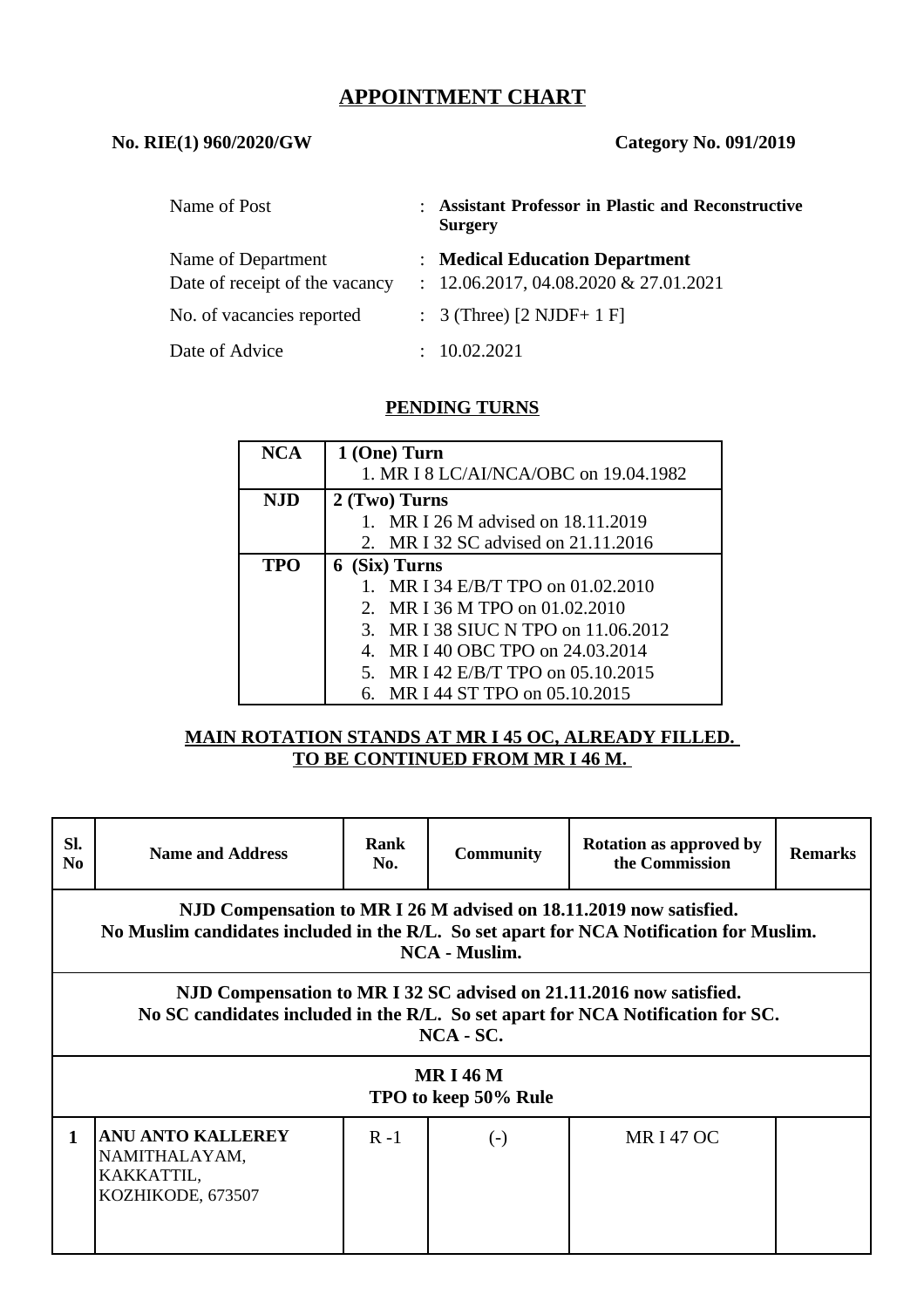# APPOINTMENT CHART

**No. RIE(1) 960/2020/GW** **Category No. 091/2019**

| | | |
|---|---|---|
| Name of Post | : | **Assistant Professor in Plastic and Reconstructive Surgery** |
| Name of Department | : | **Medical Education Department** |
| Date of receipt of the vacancy | : | 12.06.2017, 04.08.2020 & 27.01.2021 |
| No. vacancies reported | : | 3 (Three) [2 NJDF+ 1 F] |
| Date of Advice | : | 10.02.2021 |

## PENDING TURNS

| | |
|---|---|
| **NCA** | **1 (One) Turn**<br>1. MR I 8 LC/AI/NCA/OBC on 19.04.1982 |
| **NJD** | **2 (Two) Turns**<br>1. MR I 26 M advised on 18.11.2019<br>2. MR I 32 SC advised on 21.11.2016 |
| **TPO** | **6 (Six) Turns**<br>1. MR I 34 E/B/T TPO on 01.02.2010<br>2. MR I 36 M TPO on 01.02.2010<br>3. MR I 38 SIUC N TPO on 11.06.2012<br>4. MR I 40 OBC TPO on 24.03.2014<br>5. MR I 42 E/B/T TPO on 05.10.2015<br>6. MR I 44 ST TPO on 05.10.2015 |

**MAIN ROTATION STANDS AT MR I 45 OC, ALREADY FILLED.**
**TO BE CONTINUED FROM MR I 46 M.**

| Sl. No | Name and Address | Rank No. | Community | Rotation as approved by the Commission | Remarks |
|---|---|---|---|---|---|
| **NJD Compensation to MR I 26 M advised on 18.11.2019 now satisfied.<br>No Muslim candidates included in the R/L. So set apart for NCA Notification for Muslim.<br>NCA - Muslim.** | | | | | |
| **NJD Compensation to MR I 32 SC advised on 21.11.2016 now satisfied.<br>No SC candidates included in the R/L. So set apart for NCA Notification for SC.<br>NCA - SC.** | | | | | |
| **MR I 46 M<br>TPO to keep 50% Rule** | | | | | |
| **1** | **ANU ANTO KALLEREY**<br>NAMITHALAYAM,<br>KAKKATTIL,<br>KOZHIKODE, 673507 | R -1 | (-) | MR I 47 OC | |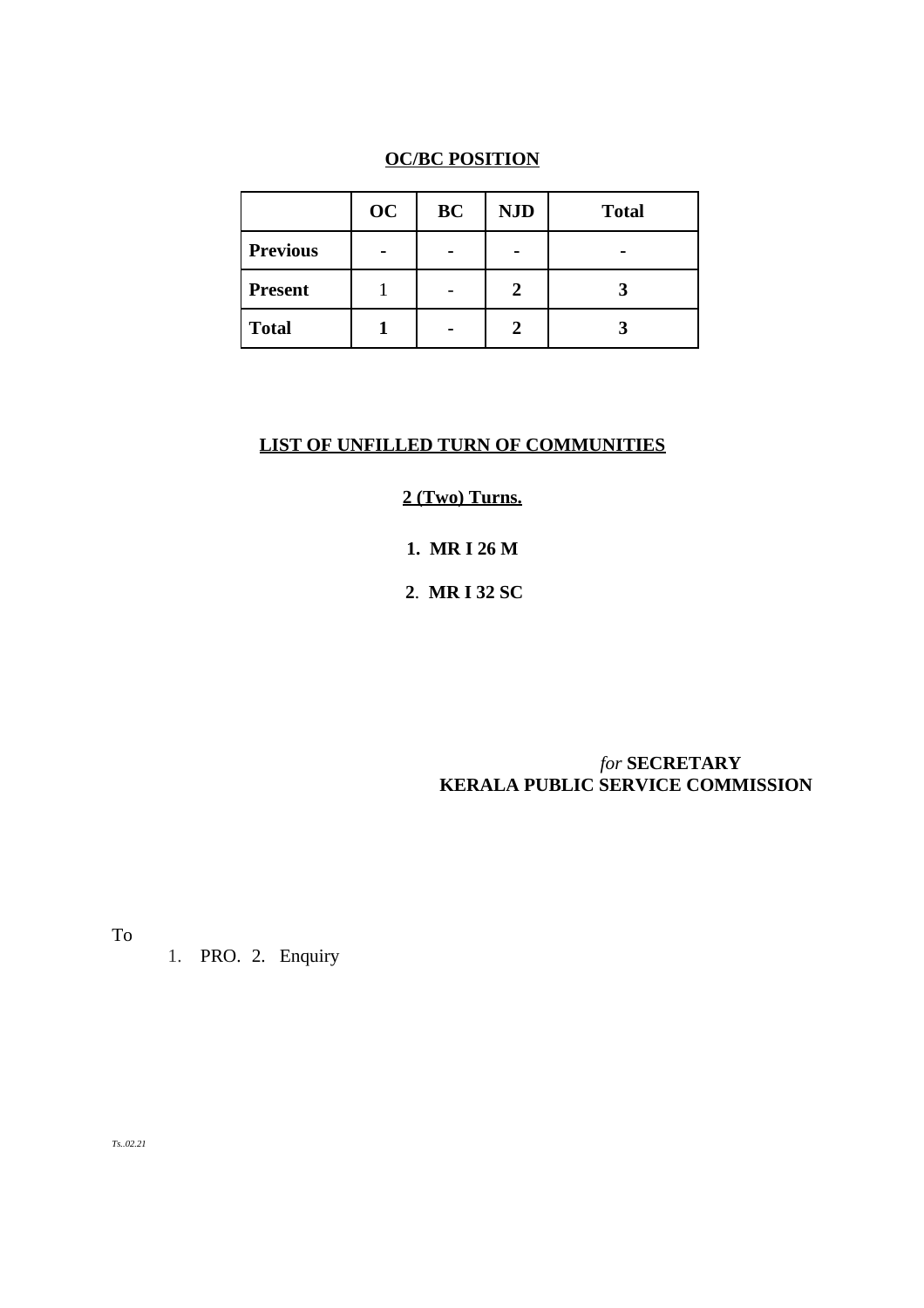**OC/BC POSITION**

| | OC | BC | NJD | Total |
|---|---|---|---|---|
| **Previous** | - | - | - | - |
| **Present** | 1 | - | **2** | **3** |
| **Total** | **1** | - | **2** | **3** |

**LIST OF UNFILLED TURN OF COMMUNITIES**

**2 (Two) Turns.**

1. **MR I 26 M**
2. **MR I 32 SC**

*for* **SECRETARY**
**KERALA PUBLIC SERVICE COMMISSION**

To

1. PRO. 2. Enquiry

*Ts..02.21*